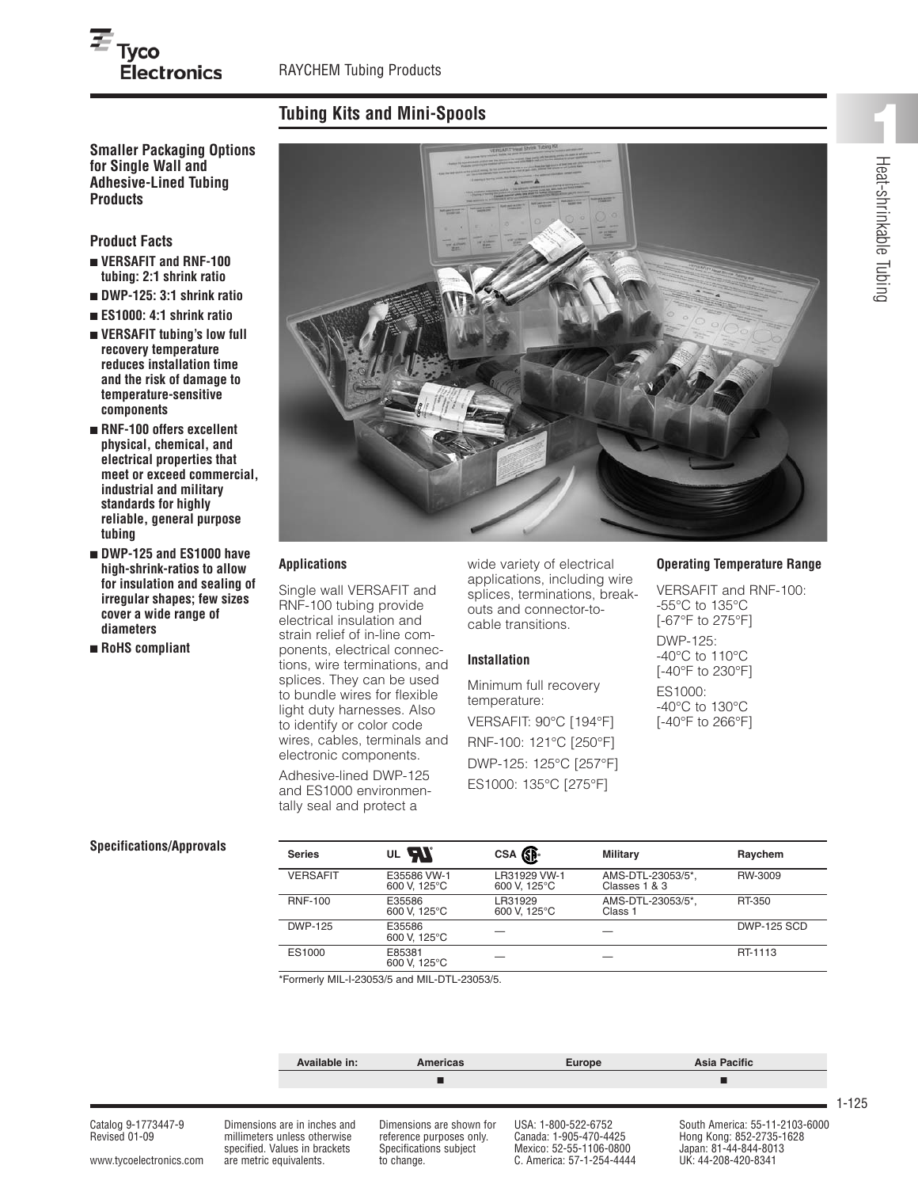## Tubing Kits and Mini-Spools

**Smaller Packaging Options for Single Wall and Adhesive-Lined Tubing Products**

### Product Facts

- **VERSAFIT and RNF-100 tubing: 2:1 shrink ratio**
- **DWP-125: 3:1 shrink ratio**
- **ES1000: 4:1 shrink ratio**
- **VERSAFIT tubing's low full recovery temperature reduces installation time and the risk of damage to temperature-sensitive components**
- **RNF-100 offers excellent physical, chemical, and electrical properties that meet or exceed commercial, industrial and military standards for highly reliable, general purpose tubing**
- **DWP-125 and ES1000 have high-shrink-ratios to allow for insulation and sealing of irregular shapes; few sizes cover a wide range of diameters**
- **RoHS compliant**

### Applications

Single wall VERSAFIT and RNF-100 tubing provide electrical insulation and strain relief of in-line components, electrical connections, wire terminations, and splices. They can be used to bundle wires for flexible light duty harnesses. Also to identify or color code wires, cables, terminals and electronic components.

Adhesive-lined DWP-125 and ES1000 environmentally seal and protect a wide variety of electrical applications, including wire splices, terminations, breakouts and connector-to-cable transitions.

### Installation

Minimum full recovery temperature:

VERSAFIT: 90°C [194°F]

RNF-100: 121°C [250°F]

DWP-125: 125°C [257°F]

ES1000: 135°C [275°F]

### Operating Temperature Range

VERSAFIT and RNF-100:
-55°C to 135°C
[-67°F to 275°F]

DWP-125:
-40°C to 110°C
[-40°F to 230°F]

ES1000:
-40°C to 130°C
[-40°F to 266°F]

### Specifications/Approvals

| Series | UL | CSA | Military | Raychem |
|---|---|---|---|---|
| VERSAFIT | E35586 VW-1 600 V, 125°C | LR31929 VW-1 600 V, 125°C | AMS-DTL-23053/5*, Classes 1 & 3 | RW-3009 |
| RNF-100 | E35586 600 V, 125°C | LR31929 600 V, 125°C | AMS-DTL-23053/5*, Class 1 | RT-350 |
| DWP-125 | E35586 600 V, 125°C | — | — | DWP-125 SCD |
| ES1000 | E85381 600 V, 125°C | — | — | RT-1113 |

*Formerly MIL-I-23053/5 and MIL-DTL-23053/5.

| Available in: | Americas | Europe | Asia Pacific |
|---|---|---|---|
| | ■ | | ■ |

Catalog 9-1773447-9
Revised 01-09

www.tycoelectronics.com

Dimensions are in inches and millimeters unless otherwise specified. Values in brackets are metric equivalents.

Dimensions are shown for reference purposes only. Specifications subject to change.

USA: 1-800-522-6752
Canada: 1-905-470-4425
Mexico: 52-55-1106-0800
C. America: 57-1-254-4444

South America: 55-11-2103-6000
Hong Kong: 852-2735-1628
Japan: 81-44-844-8013
UK: 44-208-420-8341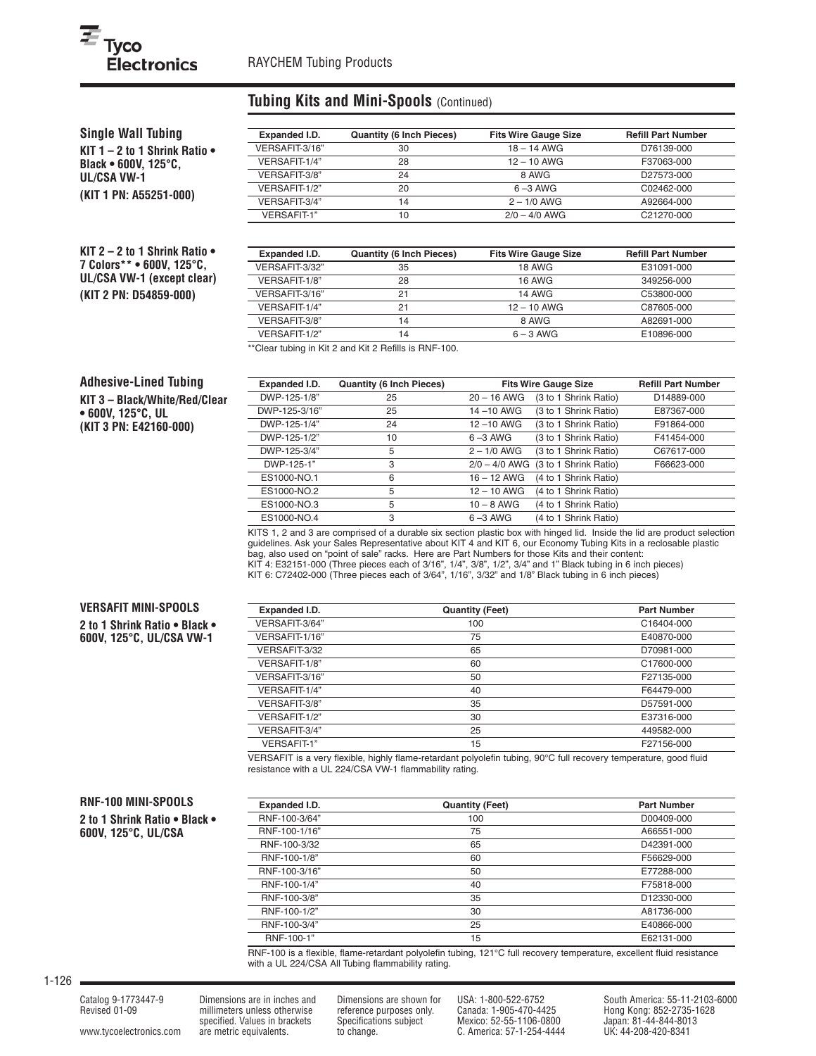## Tubing Kits and Mini-Spools (Continued)

### Single Wall Tubing

**KIT 1 – 2 to 1 Shrink Ratio • Black • 600V, 125°C, UL/CSA VW-1**

**(KIT 1 PN: A55251-000)**

| Expanded I.D. | Quantity (6 Inch Pieces) | Fits Wire Gauge Size | Refill Part Number |
|---|---|---|---|
| VERSAFIT-3/16" | 30 | 18 – 14 AWG | D76139-000 |
| VERSAFIT-1/4" | 28 | 12 – 10 AWG | F37063-000 |
| VERSAFIT-3/8" | 24 | 8 AWG | D27573-000 |
| VERSAFIT-1/2" | 20 | 6 –3 AWG | C02462-000 |
| VERSAFIT-3/4" | 14 | 2 – 1/0 AWG | A92664-000 |
| VERSAFIT-1" | 10 | 2/0 – 4/0 AWG | C21270-000 |

**KIT 2 – 2 to 1 Shrink Ratio • 7 Colors** • 600V, 125°C, UL/CSA VW-1 (except clear)**

**(KIT 2 PN: D54859-000)**

| Expanded I.D. | Quantity (6 Inch Pieces) | Fits Wire Gauge Size | Refill Part Number |
|---|---|---|---|
| VERSAFIT-3/32" | 35 | 18 AWG | E31091-000 |
| VERSAFIT-1/8" | 28 | 16 AWG | 349256-000 |
| VERSAFIT-3/16" | 21 | 14 AWG | C53800-000 |
| VERSAFIT-1/4" | 21 | 12 – 10 AWG | C87605-000 |
| VERSAFIT-3/8" | 14 | 8 AWG | A82691-000 |
| VERSAFIT-1/2" | 14 | 6 – 3 AWG | E10896-000 |

**Clear tubing in Kit 2 and Kit 2 Refills is RNF-100.

### Adhesive-Lined Tubing

**KIT 3 – Black/White/Red/Clear • 600V, 125°C, UL (KIT 3 PN: E42160-000)**

| Expanded I.D. | Quantity (6 Inch Pieces) | Fits Wire Gauge Size | Refill Part Number |
|---|---|---|---|
| DWP-125-1/8" | 25 | 20 – 16 AWG (3 to 1 Shrink Ratio) | D14889-000 |
| DWP-125-3/16" | 25 | 14 –10 AWG (3 to 1 Shrink Ratio) | E87367-000 |
| DWP-125-1/4" | 24 | 12 –10 AWG (3 to 1 Shrink Ratio) | F91864-000 |
| DWP-125-1/2" | 10 | 6 –3 AWG (3 to 1 Shrink Ratio) | F41454-000 |
| DWP-125-3/4" | 5 | 2 – 1/0 AWG (3 to 1 Shrink Ratio) | C67617-000 |
| DWP-125-1" | 3 | 2/0 – 4/0 AWG (3 to 1 Shrink Ratio) | F66623-000 |
| ES1000-NO.1 | 6 | 16 – 12 AWG (4 to 1 Shrink Ratio) | |
| ES1000-NO.2 | 5 | 12 – 10 AWG (4 to 1 Shrink Ratio) | |
| ES1000-NO.3 | 5 | 10 – 8 AWG (4 to 1 Shrink Ratio) | |
| ES1000-NO.4 | 3 | 6 –3 AWG (4 to 1 Shrink Ratio) | |

KITS 1, 2 and 3 are comprised of a durable six section plastic box with hinged lid. Inside the lid are product selection guidelines. Ask your Sales Representative about KIT 4 and KIT 6, our Economy Tubing Kits in a reclosable plastic bag, also used on "point of sale" racks. Here are Part Numbers for those Kits and their content:
KIT 4: E32151-000 (Three pieces each of 3/16", 1/4", 3/8", 1/2", 3/4" and 1" Black tubing in 6 inch pieces)
KIT 6: C72402-000 (Three pieces each of 3/64", 1/16", 3/32" and 1/8" Black tubing in 6 inch pieces)

### VERSAFIT MINI-SPOOLS

**2 to 1 Shrink Ratio • Black • 600V, 125°C, UL/CSA VW-1**

| Expanded I.D. | Quantity (Feet) | Part Number |
|---|---|---|
| VERSAFIT-3/64" | 100 | C16404-000 |
| VERSAFIT-1/16" | 75 | E40870-000 |
| VERSAFIT-3/32 | 65 | D70981-000 |
| VERSAFIT-1/8" | 60 | C17600-000 |
| VERSAFIT-3/16" | 50 | F27135-000 |
| VERSAFIT-1/4" | 40 | F64479-000 |
| VERSAFIT-3/8" | 35 | D57591-000 |
| VERSAFIT-1/2" | 30 | E37316-000 |
| VERSAFIT-3/4" | 25 | 449582-000 |
| VERSAFIT-1" | 15 | F27156-000 |

VERSAFIT is a very flexible, highly flame-retardant polyolefin tubing, 90°C full recovery temperature, good fluid resistance with a UL 224/CSA VW-1 flammability rating.

### RNF-100 MINI-SPOOLS

**2 to 1 Shrink Ratio • Black • 600V, 125°C, UL/CSA**

| Expanded I.D. | Quantity (Feet) | Part Number |
|---|---|---|
| RNF-100-3/64" | 100 | D00409-000 |
| RNF-100-1/16" | 75 | A66551-000 |
| RNF-100-3/32 | 65 | D42391-000 |
| RNF-100-1/8" | 60 | F56629-000 |
| RNF-100-3/16" | 50 | E77288-000 |
| RNF-100-1/4" | 40 | F75818-000 |
| RNF-100-3/8" | 35 | D12330-000 |
| RNF-100-1/2" | 30 | A81736-000 |
| RNF-100-3/4" | 25 | E40866-000 |
| RNF-100-1" | 15 | E62131-000 |

RNF-100 is a flexible, flame-retardant polyolefin tubing, 121°C full recovery temperature, excellent fluid resistance with a UL 224/CSA All Tubing flammability rating.